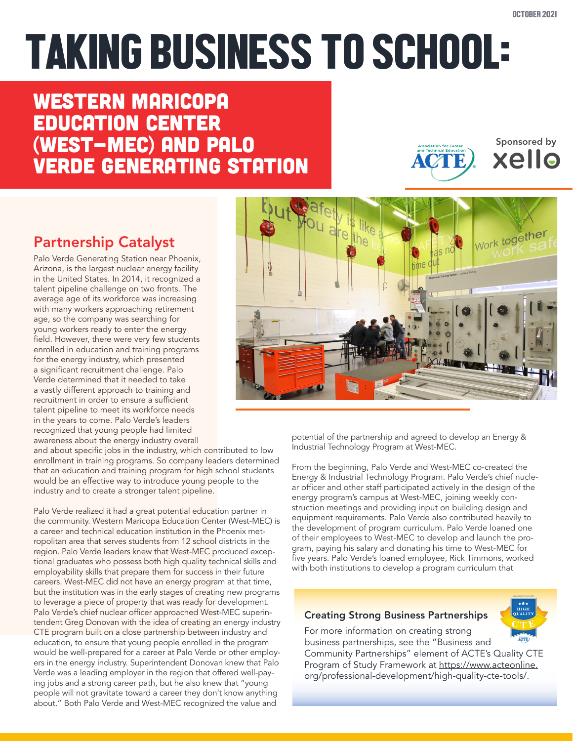OCTOBER 2021

# TAKING BUSINESS TO SCHOOL:

## WESTERN MARICOPA EDUCATION CENTER (WEST-MEC) AND PALO VERDE GENERATING STATION

Sponsored by xello

### Partnership Catalyst

Palo Verde Generating Station near Phoenix, Arizona, is the largest nuclear energy facility in the United States. In 2014, it recognized a talent pipeline challenge on two fronts. The average age of its workforce was increasing with many workers approaching retirement age, so the company was searching for young workers ready to enter the energy field. However, there were very few students enrolled in education and training programs for the energy industry, which presented a significant recruitment challenge. Palo Verde determined that it needed to take a vastly different approach to training and recruitment in order to ensure a sufficient talent pipeline to meet its workforce needs in the years to come. Palo Verde's leaders recognized that young people had limited awareness about the energy industry overall and about specific jobs in the industry, which contributed to low enrollment in training programs. So company leaders determined that an education and training program for high school students would be an effective way to introduce young people to the industry and to create a stronger talent pipeline.

Palo Verde realized it had a great potential education partner in the community. Western Maricopa Education Center (West-MEC) is a career and technical education institution in the Phoenix metropolitan area that serves students from 12 school districts in the region. Palo Verde leaders knew that West-MEC produced exceptional graduates who possess both high quality technical skills and employability skills that prepare them for success in their future careers. West-MEC did not have an energy program at that time, but the institution was in the early stages of creating new programs to leverage a piece of property that was ready for development. Palo Verde's chief nuclear officer approached West-MEC superintendent Greg Donovan with the idea of creating an energy industry CTE program built on a close partnership between industry and education, to ensure that young people enrolled in the program would be well-prepared for a career at Palo Verde or other employers in the energy industry. Superintendent Donovan knew that Palo Verde was a leading employer in the region that offered well-paying jobs and a strong career path, but he also knew that "young people will not gravitate toward a career they don't know anything about." Both Palo Verde and West-MEC recognized the value and potential of the partnership and agreed to develop an Energy & Industrial Technology Program at West-MEC.

From the beginning, Palo Verde and West-MEC co-created the Energy & Industrial Technology Program. Palo Verde's chief nuclear officer and other staff participated actively in the design of the energy program's campus at West-MEC, joining weekly construction meetings and providing input on building design and equipment requirements. Palo Verde also contributed heavily to the development of program curriculum. Palo Verde loaned one of their employees to West-MEC to develop and launch the program, paying his salary and donating his time to West-MEC for five years. Palo Verde's loaned employee, Rick Timmons, worked with both institutions to develop a program curriculum that

#### Creating Strong Business Partnerships

For more information on creating strong business partnerships, see the "Business and Community Partnerships" element of ACTE's Quality CTE Program of Study Framework at https://www.acteonline.org/professional-development/high-quality-cte-tools/.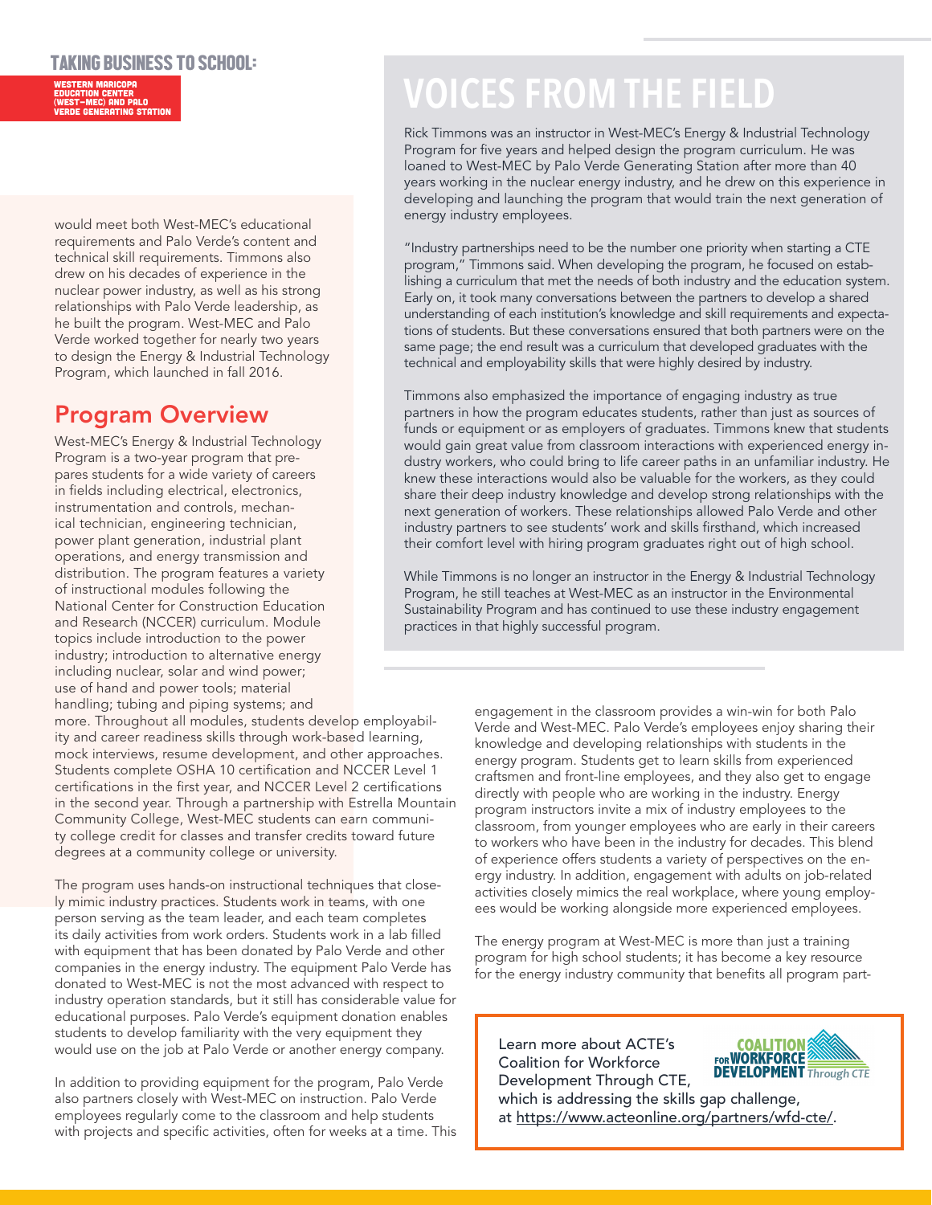would meet both West-MEC's educational requirements and Palo Verde's content and technical skill requirements. Timmons also drew on his decades of experience in the nuclear power industry, as well as his strong relationships with Palo Verde leadership, as he built the program. West-MEC and Palo Verde worked together for nearly two years to design the Energy & Industrial Technology Program, which launched in fall 2016.

## Program Overview

West-MEC's Energy & Industrial Technology Program is a two-year program that prepares students for a wide variety of careers in fields including electrical, electronics, instrumentation and controls, mechanical technician, engineering technician, power plant generation, industrial plant operations, and energy transmission and distribution. The program features a variety of instructional modules following the National Center for Construction Education and Research (NCCER) curriculum. Module topics include introduction to the power industry; introduction to alternative energy including nuclear, solar and wind power; use of hand and power tools; material handling; tubing and piping systems; and more. Throughout all modules, students develop employability and career readiness skills through work-based learning, mock interviews, resume development, and other approaches. Students complete OSHA 10 certification and NCCER Level 1 certifications in the first year, and NCCER Level 2 certifications in the second year. Through a partnership with Estrella Mountain Community College, West-MEC students can earn community college credit for classes and transfer credits toward future degrees at a community college or university.

The program uses hands-on instructional techniques that closely mimic industry practices. Students work in teams, with one person serving as the team leader, and each team completes its daily activities from work orders. Students work in a lab filled with equipment that has been donated by Palo Verde and other companies in the energy industry. The equipment Palo Verde has donated to West-MEC is not the most advanced with respect to industry operation standards, but it still has considerable value for educational purposes. Palo Verde's equipment donation enables students to develop familiarity with the very equipment they would use on the job at Palo Verde or another energy company.

In addition to providing equipment for the program, Palo Verde also partners closely with West-MEC on instruction. Palo Verde employees regularly come to the classroom and help students with projects and specific activities, often for weeks at a time. This engagement in the classroom provides a win-win for both Palo Verde and West-MEC. Palo Verde's employees enjoy sharing their knowledge and developing relationships with students in the energy program. Students get to learn skills from experienced craftsmen and front-line employees, and they also get to engage directly with people who are working in the industry. Energy program instructors invite a mix of industry employees to the classroom, from younger employees who are early in their careers to workers who have been in the industry for decades. This blend of experience offers students a variety of perspectives on the energy industry. In addition, engagement with adults on job-related activities closely mimics the real workplace, where young employees would be working alongside more experienced employees.

The energy program at West-MEC is more than just a training program for high school students; it has become a key resource for the energy industry community that benefits all program part-

## VOICES FROM THE FIELD

Rick Timmons was an instructor in West-MEC's Energy & Industrial Technology Program for five years and helped design the program curriculum. He was loaned to West-MEC by Palo Verde Generating Station after more than 40 years working in the nuclear energy industry, and he drew on this experience in developing and launching the program that would train the next generation of energy industry employees.

"Industry partnerships need to be the number one priority when starting a CTE program," Timmons said. When developing the program, he focused on establishing a curriculum that met the needs of both industry and the education system. Early on, it took many conversations between the partners to develop a shared understanding of each institution's knowledge and skill requirements and expectations of students. But these conversations ensured that both partners were on the same page; the end result was a curriculum that developed graduates with the technical and employability skills that were highly desired by industry.

Timmons also emphasized the importance of engaging industry as true partners in how the program educates students, rather than just as sources of funds or equipment or as employers of graduates. Timmons knew that students would gain great value from classroom interactions with experienced energy industry workers, who could bring to life career paths in an unfamiliar industry. He knew these interactions would also be valuable for the workers, as they could share their deep industry knowledge and develop strong relationships with the next generation of workers. These relationships allowed Palo Verde and other industry partners to see students' work and skills firsthand, which increased their comfort level with hiring program graduates right out of high school.

While Timmons is no longer an instructor in the Energy & Industrial Technology Program, he still teaches at West-MEC as an instructor in the Environmental Sustainability Program and has continued to use these industry engagement practices in that highly successful program.

Learn more about ACTE's Coalition for Workforce Development Through CTE, which is addressing the skills gap challenge, at https://www.acteonline.org/partners/wfd-cte/.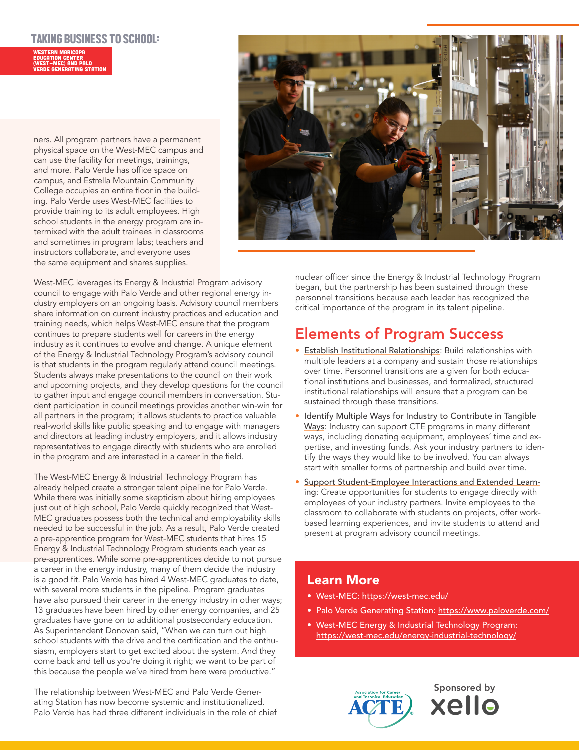ners. All program partners have a permanent physical space on the West-MEC campus and can use the facility for meetings, trainings, and more. Palo Verde has office space on campus, and Estrella Mountain Community College occupies an entire floor in the building. Palo Verde uses West-MEC facilities to provide training to its adult employees. High school students in the energy program are intermixed with the adult trainees in classrooms and sometimes in program labs; teachers and instructors collaborate, and everyone uses the same equipment and shares supplies.

West-MEC leverages its Energy & Industrial Program advisory council to engage with Palo Verde and other regional energy industry employers on an ongoing basis. Advisory council members share information on current industry practices and education and training needs, which helps West-MEC ensure that the program continues to prepare students well for careers in the energy industry as it continues to evolve and change. A unique element of the Energy & Industrial Technology Program's advisory council is that students in the program regularly attend council meetings. Students always make presentations to the council on their work and upcoming projects, and they develop questions for the council to gather input and engage council members in conversation. Student participation in council meetings provides another win-win for all partners in the program; it allows students to practice valuable real-world skills like public speaking and to engage with managers and directors at leading industry employers, and it allows industry representatives to engage directly with students who are enrolled in the program and are interested in a career in the field.

The West-MEC Energy & Industrial Technology Program has already helped create a stronger talent pipeline for Palo Verde. While there was initially some skepticism about hiring employees just out of high school, Palo Verde quickly recognized that West-MEC graduates possess both the technical and employability skills needed to be successful in the job. As a result, Palo Verde created a pre-apprentice program for West-MEC students that hires 15 Energy & Industrial Technology Program students each year as pre-apprentices. While some pre-apprentices decide to not pursue a career in the energy industry, many of them decide the industry is a good fit. Palo Verde has hired 4 West-MEC graduates to date, with several more students in the pipeline. Program graduates have also pursued their career in the energy industry in other ways; 13 graduates have been hired by other energy companies, and 25 graduates have gone on to additional postsecondary education. As Superintendent Donovan said, "When we can turn out high school students with the drive and the certification and the enthusiasm, employers start to get excited about the system. And they come back and tell us you're doing it right; we want to be part of this because the people we've hired from here were productive."

The relationship between West-MEC and Palo Verde Generating Station has now become systemic and institutionalized. Palo Verde has had three different individuals in the role of chief nuclear officer since the Energy & Industrial Technology Program began, but the partnership has been sustained through these personnel transitions because each leader has recognized the critical importance of the program in its talent pipeline.

## Elements of Program Success

- Establish Institutional Relationships: Build relationships with multiple leaders at a company and sustain those relationships over time. Personnel transitions are a given for both educational institutions and businesses, and formalized, structured institutional relationships will ensure that a program can be sustained through these transitions.
- Identify Multiple Ways for Industry to Contribute in Tangible Ways: Industry can support CTE programs in many different ways, including donating equipment, employees' time and expertise, and investing funds. Ask your industry partners to identify the ways they would like to be involved. You can always start with smaller forms of partnership and build over time.
- Support Student-Employee Interactions and Extended Learning: Create opportunities for students to engage directly with employees of your industry partners. Invite employees to the classroom to collaborate with students on projects, offer work-based learning experiences, and invite students to attend and present at program advisory council meetings.

## Learn More

- West-MEC: https://west-mec.edu/
- Palo Verde Generating Station: https://www.paloverde.com/
- West-MEC Energy & Industrial Technology Program: https://west-mec.edu/energy-industrial-technology/

Sponsored by xello